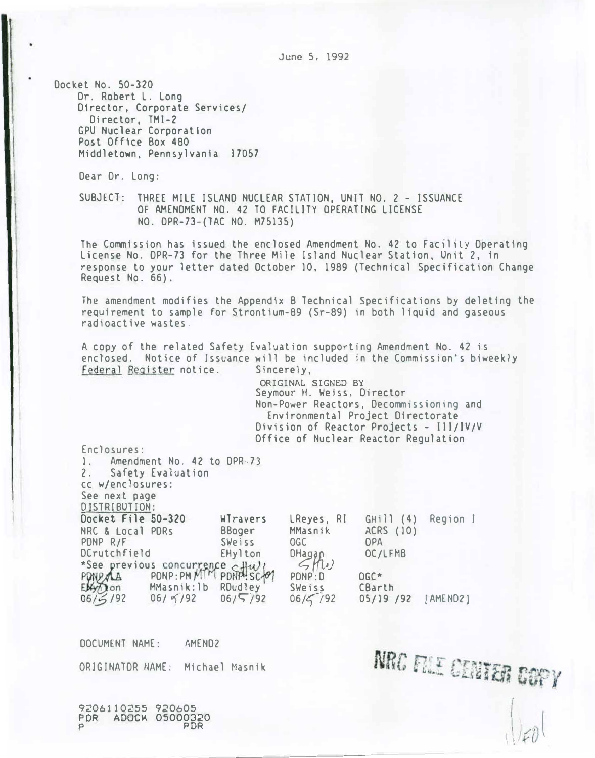June 5, 1992

Docket No. 50-320

Dr. Robert L. Long
Director, Corporate Services/
Director, TMI-2
GPU Nuclear Corporation
Post Office Box 480
Middletown, Pennsylvania 17057

Dear Dr. Long:

SUBJECT: THREE MILE ISLAND NUCLEAR STATION, UNIT NO. 2 - ISSUANCE OF AMENDMENT NO. 42 TO FACILITY OPERATING LICENSE NO. DPR-73-(TAC NO. M75135)

The Commission has issued the enclosed Amendment No. 42 to Facility Operating License No. DPR-73 for the Three Mile Island Nuclear Station, Unit 2, in response to your letter dated October 10, 1989 (Technical Specification Change Request No. 66).

The amendment modifies the Appendix B Technical Specifications by deleting the requirement to sample for Strontium-89 (Sr-89) in both liquid and gaseous radioactive wastes.

A copy of the related Safety Evaluation supporting Amendment No. 42 is enclosed. Notice of Issuance will be included in the Commission's biweekly Federal Register notice.

Sincerely,

ORIGINAL SIGNED BY
Seymour H. Weiss, Director
Non-Power Reactors, Decommissioning and
Environmental Project Directorate
Division of Reactor Projects - III/IV/V
Office of Nuclear Reactor Regulation

Enclosures:
1. Amendment No. 42 to DPR-73
2. Safety Evaluation

cc w/enclosures:
See next page

DISTRIBUTION:

| | | | | |
|---|---|---|---|---|
| Docket File 50-320 | WTravers | LReyes, RI | GHill (4) | Region I |
| NRC & Local PDRs | BBoger | MMasnik | ACRS (10) | |
| PDNP R/F | SWeiss | OGC | OPA | |
| DCrutchfield | EHylton | DHagan | OC/LFMB | |

*See previous concurrence

| PDNP:LA | PDNP:PM | PDNP:SC | PDNP:D | OGC* |
|---|---|---|---|---|
| EHylton | MMasnik:lb | RDudley | SWeiss | CBarth |
| 06/5/92 | 06/5/92 | 06/5/92 | 06/5/92 | 05/19/92 [AMEND2] |

DOCUMENT NAME: AMEND2

ORIGINATOR NAME: Michael Masnik

NRC FILE CENTER COPY

9206110255 920605
PDR ADOCK 05000320
P PDR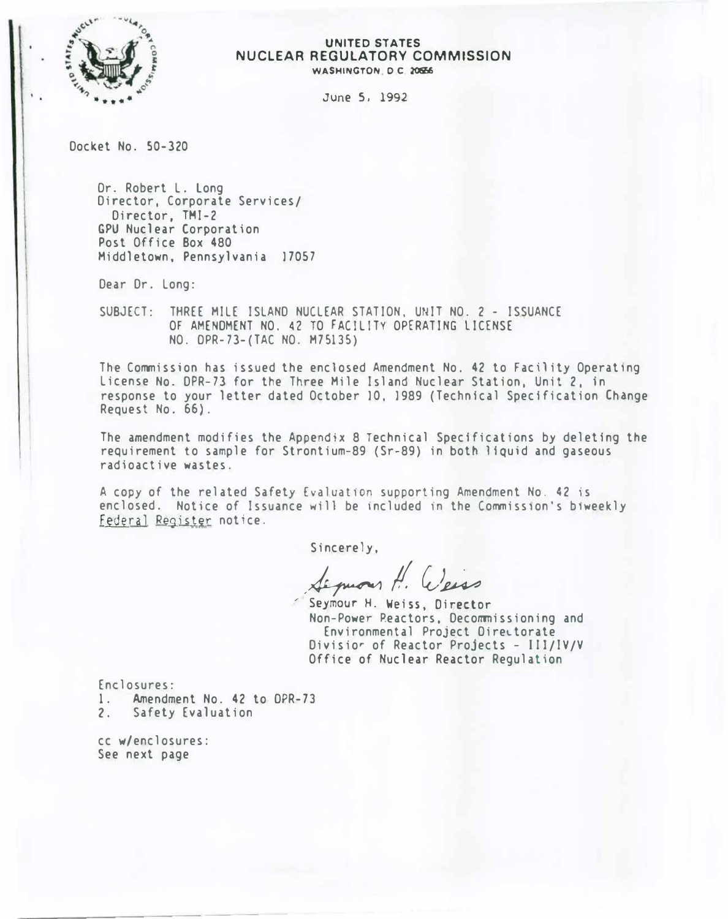UNITED STATES
**NUCLEAR REGULATORY COMMISSION**
WASHINGTON, D.C. 20555

June 5, 1992

Docket No. 50-320

Dr. Robert L. Long
Director, Corporate Services/
Director, TMI-2
GPU Nuclear Corporation
Post Office Box 480
Middletown, Pennsylvania 17057

Dear Dr. Long:

SUBJECT: THREE MILE ISLAND NUCLEAR STATION, UNIT NO. 2 - ISSUANCE OF AMENDMENT NO. 42 TO FACILITY OPERATING LICENSE NO. DPR-73-(TAC NO. M75135)

The Commission has issued the enclosed Amendment No. 42 to Facility Operating License No. DPR-73 for the Three Mile Island Nuclear Station, Unit 2, in response to your letter dated October 10, 1989 (Technical Specification Change Request No. 66).

The amendment modifies the Appendix B Technical Specifications by deleting the requirement to sample for Strontium-89 (Sr-89) in both liquid and gaseous radioactive wastes.

A copy of the related Safety Evaluation supporting Amendment No. 42 is enclosed. Notice of Issuance will be included in the Commission's biweekly *Federal Register* notice.

Sincerely,

Seymour H. Weiss

Seymour H. Weiss, Director
Non-Power Reactors, Decommissioning and
Environmental Project Directorate
Division of Reactor Projects - III/IV/V
Office of Nuclear Reactor Regulation

Enclosures:
1. Amendment No. 42 to DPR-73
2. Safety Evaluation

cc w/enclosures:
See next page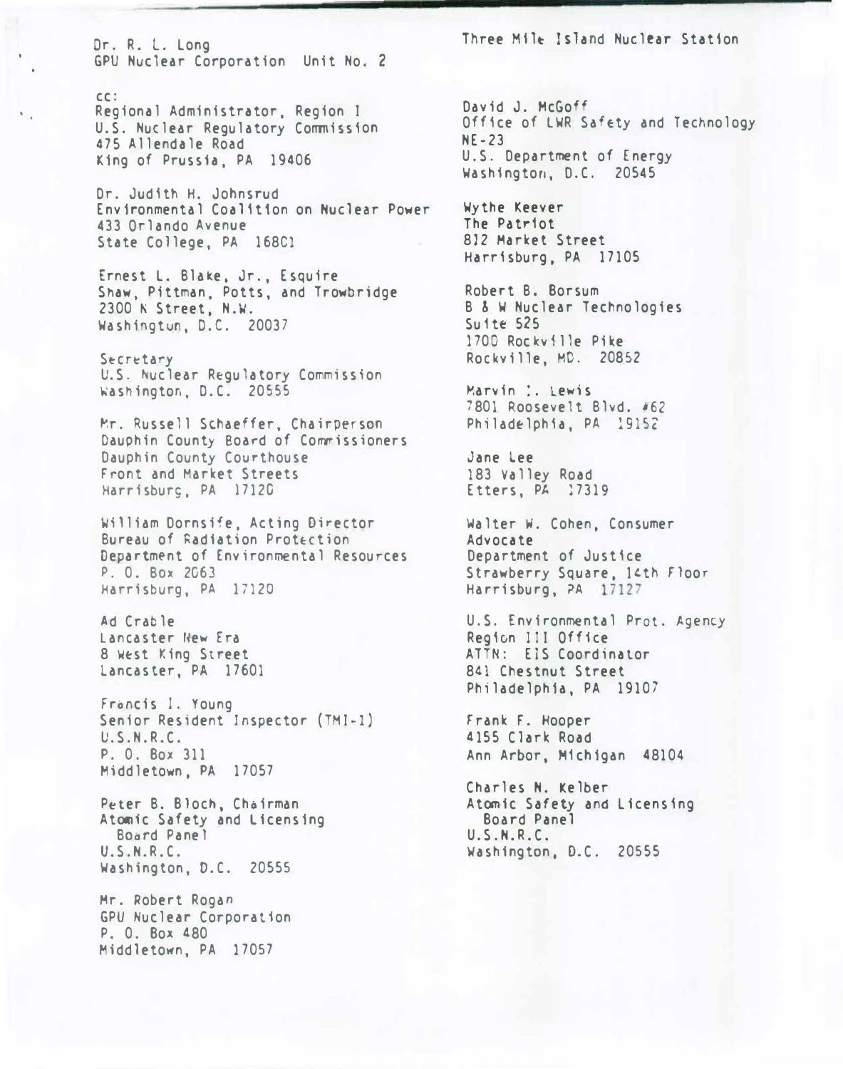Dr. R. L. Long
GPU Nuclear Corporation Unit No. 2

Three Mile Island Nuclear Station

cc:
Regional Administrator, Region I
U.S. Nuclear Regulatory Commission
475 Allendale Road
King of Prussia, PA 19406

Dr. Judith H. Johnsrud
Environmental Coalition on Nuclear Power
433 Orlando Avenue
State College, PA 16801

Ernest L. Blake, Jr., Esquire
Shaw, Pittman, Potts, and Trowbridge
2300 N Street, N.W.
Washington, D.C. 20037

Secretary
U.S. Nuclear Regulatory Commission
Washington, D.C. 20555

Mr. Russell Schaeffer, Chairperson
Dauphin County Board of Commissioners
Dauphin County Courthouse
Front and Market Streets
Harrisburg, PA 17120

William Dornsife, Acting Director
Bureau of Radiation Protection
Department of Environmental Resources
P. O. Box 2063
Harrisburg, PA 17120

Ad Crable
Lancaster New Era
8 West King Street
Lancaster, PA 17601

Francis I. Young
Senior Resident Inspector (TMI-1)
U.S.N.R.C.
P. O. Box 311
Middletown, PA 17057

Peter B. Bloch, Chairman
Atomic Safety and Licensing
Board Panel
U.S.N.R.C.
Washington, D.C. 20555

Mr. Robert Rogan
GPU Nuclear Corporation
P. O. Box 480
Middletown, PA 17057

David J. McGoff
Office of LWR Safety and Technology
NE-23
U.S. Department of Energy
Washington, D.C. 20545

Wythe Keever
The Patriot
812 Market Street
Harrisburg, PA 17105

Robert B. Borsum
B & W Nuclear Technologies
Suite 525
1700 Rockville Pike
Rockville, MD. 20852

Marvin I. Lewis
7801 Roosevelt Blvd. #62
Philadelphia, PA 19152

Jane Lee
183 Valley Road
Etters, PA 17319

Walter W. Cohen, Consumer
Advocate
Department of Justice
Strawberry Square, 14th Floor
Harrisburg, PA 17127

U.S. Environmental Prot. Agency
Region III Office
ATTN: EIS Coordinator
841 Chestnut Street
Philadelphia, PA 19107

Frank F. Hooper
4155 Clark Road
Ann Arbor, Michigan 48104

Charles N. Kelber
Atomic Safety and Licensing
Board Panel
U.S.N.R.C.
Washington, D.C. 20555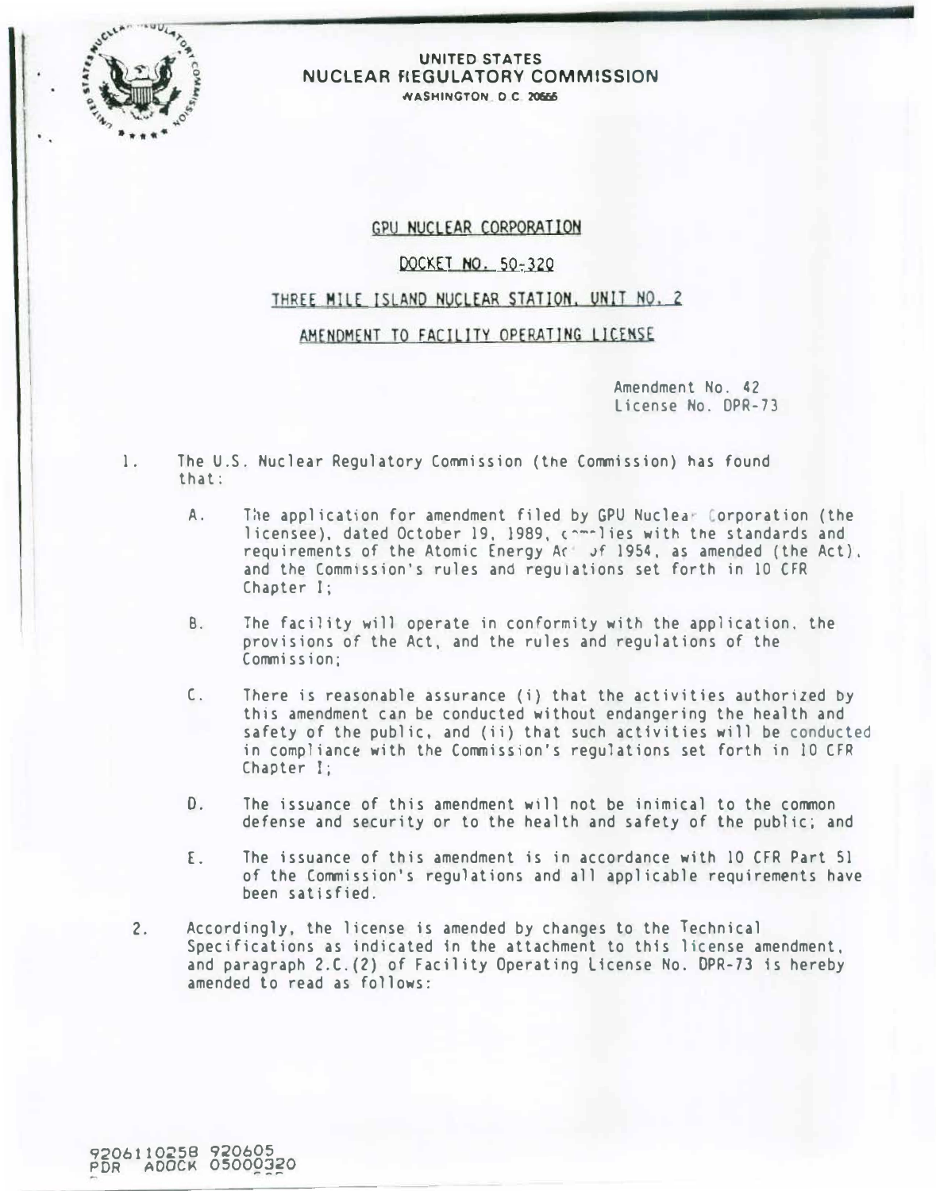UNITED STATES
NUCLEAR REGULATORY COMMISSION
WASHINGTON, D.C. 20555

GPU NUCLEAR CORPORATION

DOCKET NO. 50-320

THREE MILE ISLAND NUCLEAR STATION, UNIT NO. 2

AMENDMENT TO FACILITY OPERATING LICENSE

Amendment No. 42
License No. DPR-73

1. The U.S. Nuclear Regulatory Commission (the Commission) has found that:

   A. The application for amendment filed by GPU Nuclear Corporation (the licensee), dated October 19, 1989, complies with the standards and requirements of the Atomic Energy Act of 1954, as amended (the Act), and the Commission's rules and regulations set forth in 10 CFR Chapter I;

   B. The facility will operate in conformity with the application, the provisions of the Act, and the rules and regulations of the Commission;

   C. There is reasonable assurance (i) that the activities authorized by this amendment can be conducted without endangering the health and safety of the public, and (ii) that such activities will be conducted in compliance with the Commission's regulations set forth in 10 CFR Chapter I;

   D. The issuance of this amendment will not be inimical to the common defense and security or to the health and safety of the public; and

   E. The issuance of this amendment is in accordance with 10 CFR Part 51 of the Commission's regulations and all applicable requirements have been satisfied.

2. Accordingly, the license is amended by changes to the Technical Specifications as indicated in the attachment to this license amendment, and paragraph 2.C.(2) of Facility Operating License No. DPR-73 is hereby amended to read as follows:

9206110258 920605
PDR ADOCK 05000320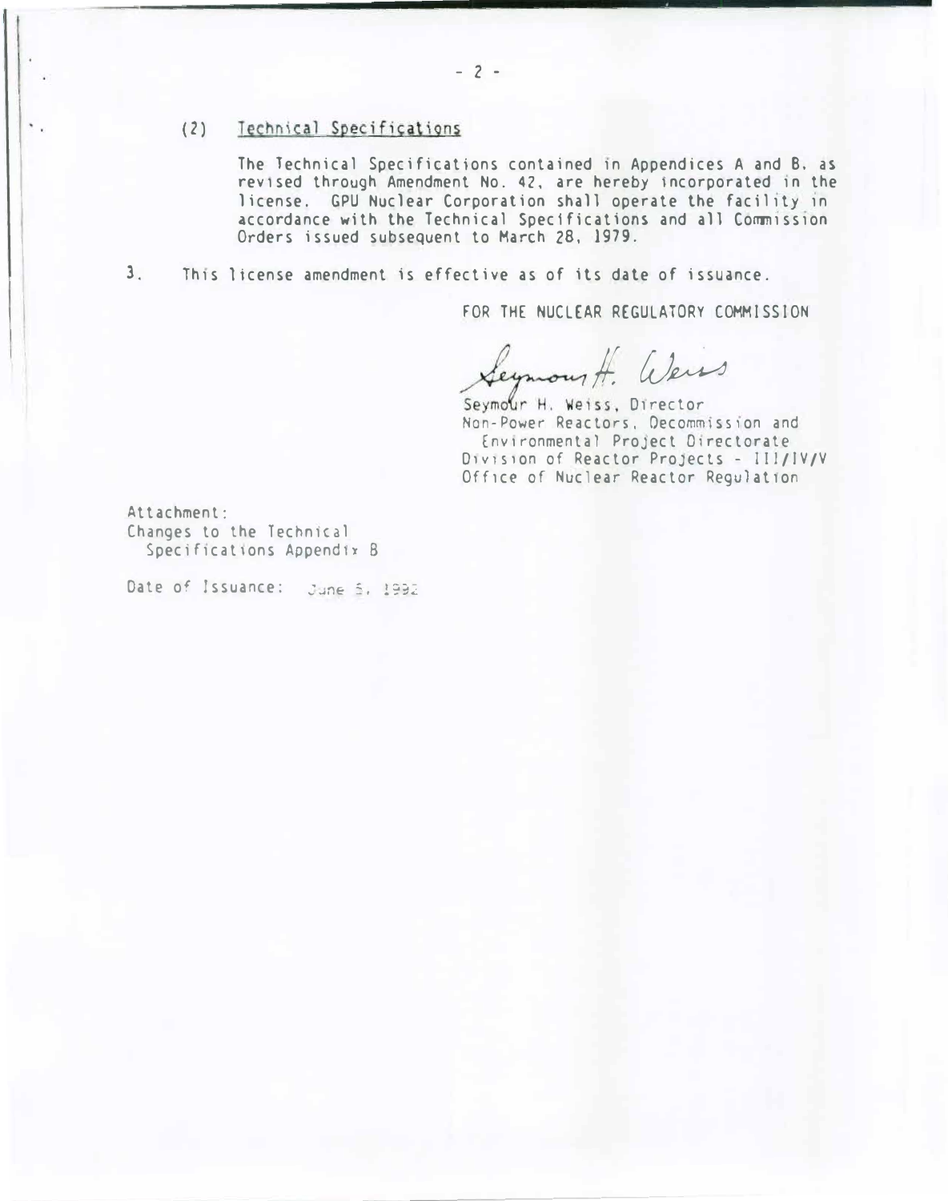(2) Technical Specifications

The Technical Specifications contained in Appendices A and B, as revised through Amendment No. 42, are hereby incorporated in the license. GPU Nuclear Corporation shall operate the facility in accordance with the Technical Specifications and all Commission Orders issued subsequent to March 28, 1979.

3. This license amendment is effective as of its date of issuance.

FOR THE NUCLEAR REGULATORY COMMISSION

Seymour H. Weiss

Seymour H. Weiss, Director
Non-Power Reactors, Decommission and
Environmental Project Directorate
Division of Reactor Projects - III/IV/V
Office of Nuclear Reactor Regulation

Attachment:
Changes to the Technical
Specifications Appendix B

Date of Issuance: June 5, 1992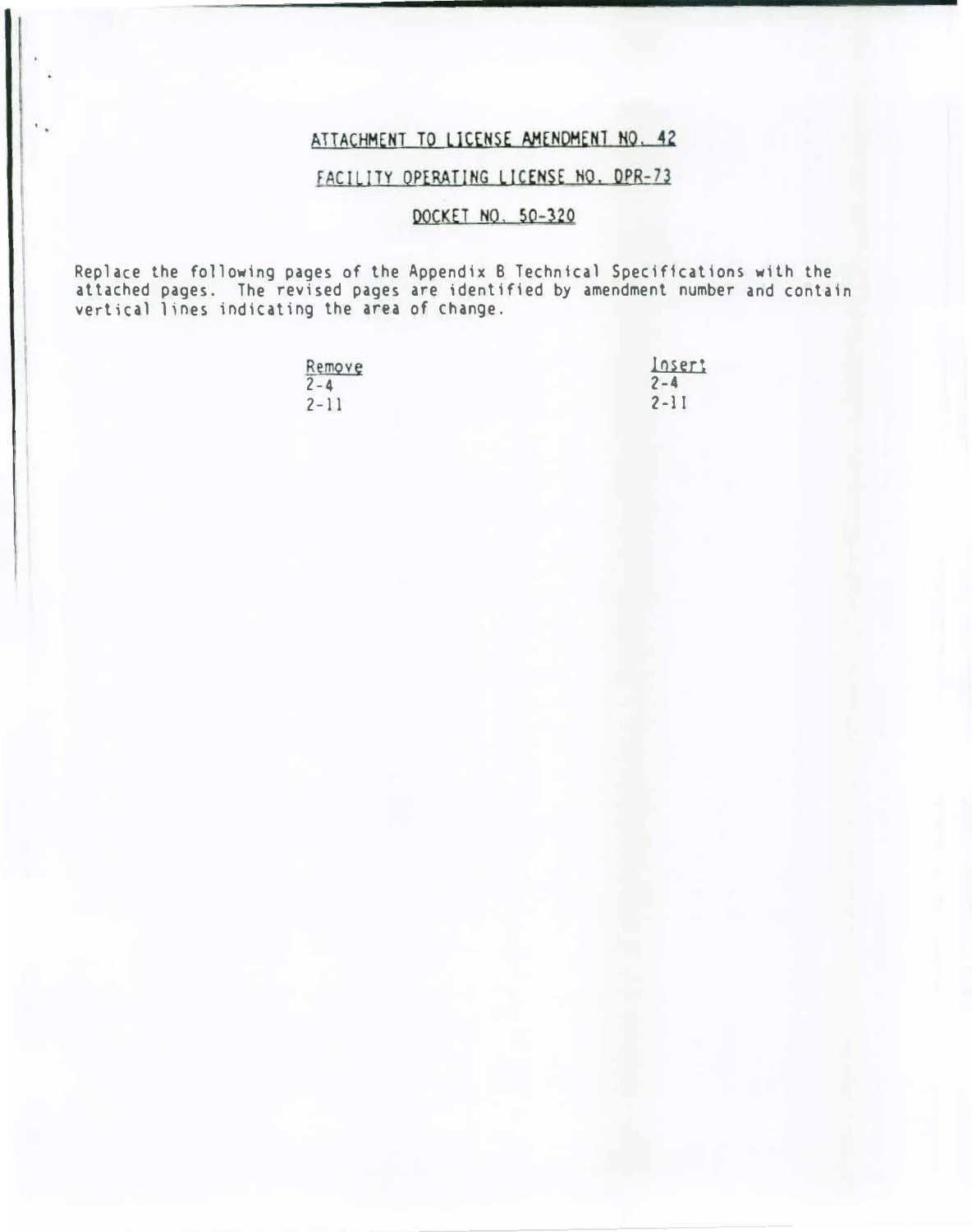# ATTACHMENT TO LICENSE AMENDMENT NO. 42

## FACILITY OPERATING LICENSE NO. DPR-73

## DOCKET NO. 50-320

Replace the following pages of the Appendix B Technical Specifications with the attached pages. The revised pages are identified by amendment number and contain vertical lines indicating the area of change.

| Remove | Insert |
|---|---|
| 2-4 | 2-4 |
| 2-11 | 2-11 |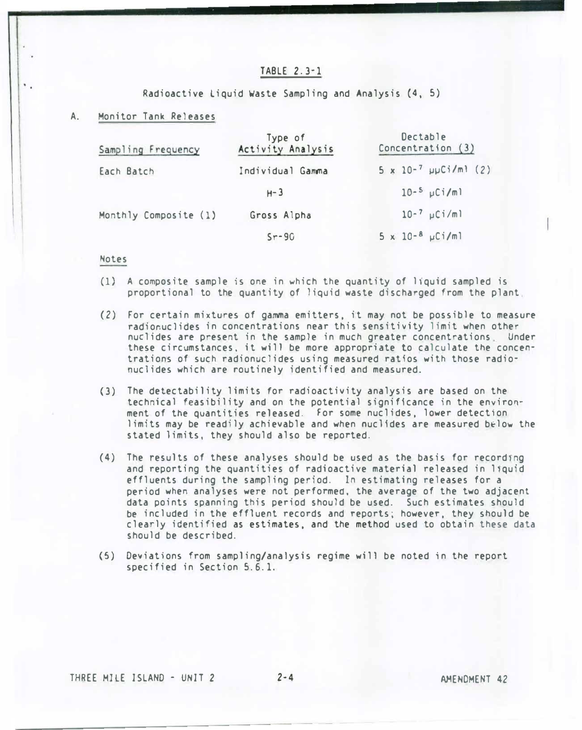# TABLE 2.3-1

## Radioactive Liquid Waste Sampling and Analysis (4, 5)

A. Monitor Tank Releases

| Sampling Frequency | Type of Activity Analysis | Dectable Concentration (3) |
|---|---|---|
| Each Batch | Individual Gamma | $5 \times 10^{-7}$ μμCi/ml (2) |
| | H-3 | $10^{-5}$ μCi/ml |
| Monthly Composite (1) | Gross Alpha | $10^{-7}$ μCi/ml |
| | Sr-90 | $5 \times 10^{-8}$ μCi/ml |

Notes

(1) A composite sample is one in which the quantity of liquid sampled is proportional to the quantity of liquid waste discharged from the plant.

(2) For certain mixtures of gamma emitters, it may not be possible to measure radionuclides in concentrations near this sensitivity limit when other nuclides are present in the sample in much greater concentrations. Under these circumstances, it will be more appropriate to calculate the concentrations of such radionuclides using measured ratios with those radionuclides which are routinely identified and measured.

(3) The detectability limits for radioactivity analysis are based on the technical feasibility and on the potential significance in the environment of the quantities released. For some nuclides, lower detection limits may be readily achievable and when nuclides are measured below the stated limits, they should also be reported.

(4) The results of these analyses should be used as the basis for recording and reporting the quantities of radioactive material released in liquid effluents during the sampling period. In estimating releases for a period when analyses were not performed, the average of the two adjacent data points spanning this period should be used. Such estimates should be included in the effluent records and reports; however, they should be clearly identified as estimates, and the method used to obtain these data should be described.

(5) Deviations from sampling/analysis regime will be noted in the report specified in Section 5.6.1.

THREE MILE ISLAND - UNIT 2 AMENDMENT 42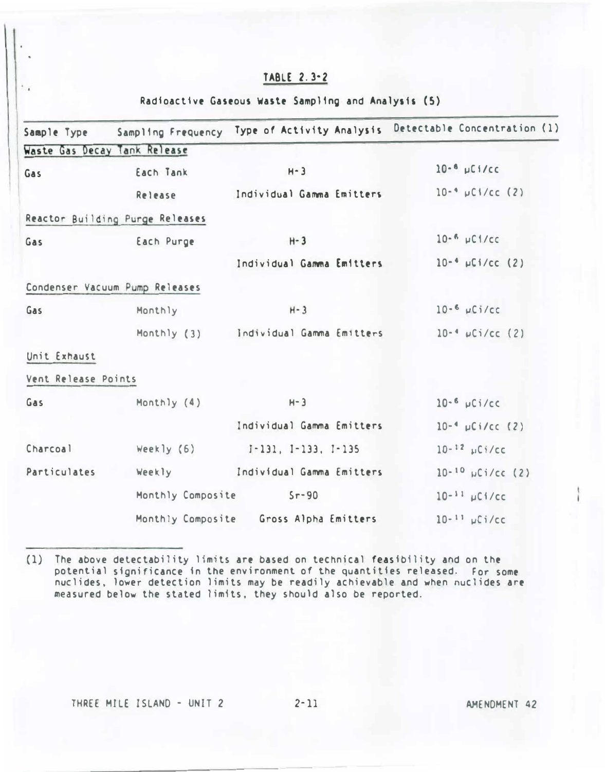## TABLE 2.3-2

### Radioactive Gaseous Waste Sampling and Analysis (5)

| Sample Type | Sampling Frequency | Type of Activity Analysis | Detectable Concentration (1) |
|---|---|---|---|
| Waste Gas Decay Tank Release | | | |
| Gas | Each Tank | H-3 | $10^{-6}$ μCi/cc |
| | Release | Individual Gamma Emitters | $10^{-4}$ μCi/cc (2) |
| Reactor Building Purge Releases | | | |
| Gas | Each Purge | H-3 | $10^{-6}$ μCi/cc |
| | | Individual Gamma Emitters | $10^{-4}$ μCi/cc (2) |
| Condenser Vacuum Pump Releases | | | |
| Gas | Monthly | H-3 | $10^{-6}$ μCi/cc |
| | Monthly (3) | Individual Gamma Emitters | $10^{-4}$ μCi/cc (2) |
| Unit Exhaust | | | |
| Vent Release Points | | | |
| Gas | Monthly (4) | H-3 | $10^{-6}$ μCi/cc |
| | | Individual Gamma Emitters | $10^{-4}$ μCi/cc (2) |
| Charcoal | Weekly (6) | I-131, I-133, I-135 | $10^{-12}$ μCi/cc |
| Particulates | Weekly | Individual Gamma Emitters | $10^{-10}$ μCi/cc (2) |
| | Monthly Composite | Sr-90 | $10^{-11}$ μCi/cc |
| | Monthly Composite | Gross Alpha Emitters | $10^{-11}$ μCi/cc |

(1) The above detectability limits are based on technical feasibility and on the potential significance in the environment of the quantities released. For some nuclides, lower detection limits may be readily achievable and when nuclides are measured below the stated limits, they should also be reported.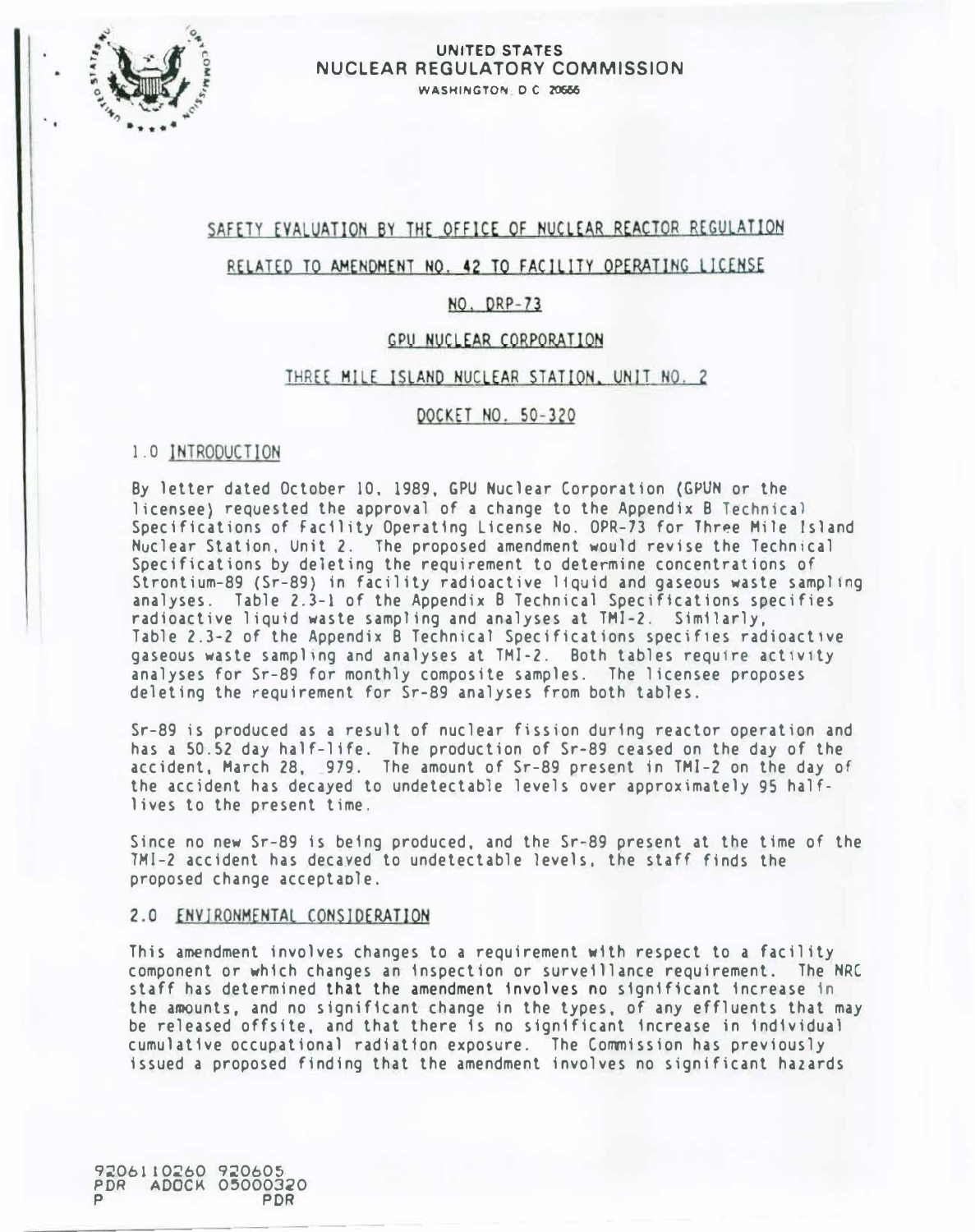UNITED STATES
NUCLEAR REGULATORY COMMISSION
WASHINGTON, D.C. 20555

## SAFETY EVALUATION BY THE OFFICE OF NUCLEAR REACTOR REGULATION

## RELATED TO AMENDMENT NO. 42 TO FACILITY OPERATING LICENSE

## NO. DRP-73

## GPU NUCLEAR CORPORATION

## THREE MILE ISLAND NUCLEAR STATION, UNIT NO. 2

## DOCKET NO. 50-320

### 1.0 INTRODUCTION

By letter dated October 10, 1989, GPU Nuclear Corporation (GPUN or the licensee) requested the approval of a change to the Appendix B Technical Specifications of Facility Operating License No. OPR-73 for Three Mile Island Nuclear Station, Unit 2. The proposed amendment would revise the Technical Specifications by deleting the requirement to determine concentrations of Strontium-89 (Sr-89) in facility radioactive liquid and gaseous waste sampling analyses. Table 2.3-1 of the Appendix B Technical Specifications specifies radioactive liquid waste sampling and analyses at TMI-2. Similarly, Table 2.3-2 of the Appendix B Technical Specifications specifies radioactive gaseous waste sampling and analyses at TMI-2. Both tables require activity analyses for Sr-89 for monthly composite samples. The licensee proposes deleting the requirement for Sr-89 analyses from both tables.

Sr-89 is produced as a result of nuclear fission during reactor operation and has a 50.52 day half-life. The production of Sr-89 ceased on the day of the accident, March 28, 1979. The amount of Sr-89 present in TMI-2 on the day of the accident has decayed to undetectable levels over approximately 95 half-lives to the present time.

Since no new Sr-89 is being produced, and the Sr-89 present at the time of the TMI-2 accident has decayed to undetectable levels, the staff finds the proposed change acceptable.

### 2.0 ENVIRONMENTAL CONSIDERATION

This amendment involves changes to a requirement with respect to a facility component or which changes an inspection or surveillance requirement. The NRC staff has determined that the amendment involves no significant increase in the amounts, and no significant change in the types, of any effluents that may be released offsite, and that there is no significant increase in individual cumulative occupational radiation exposure. The Commission has previously issued a proposed finding that the amendment involves no significant hazards

9206110260 920605
PDR ADOCK 05000320
P PDR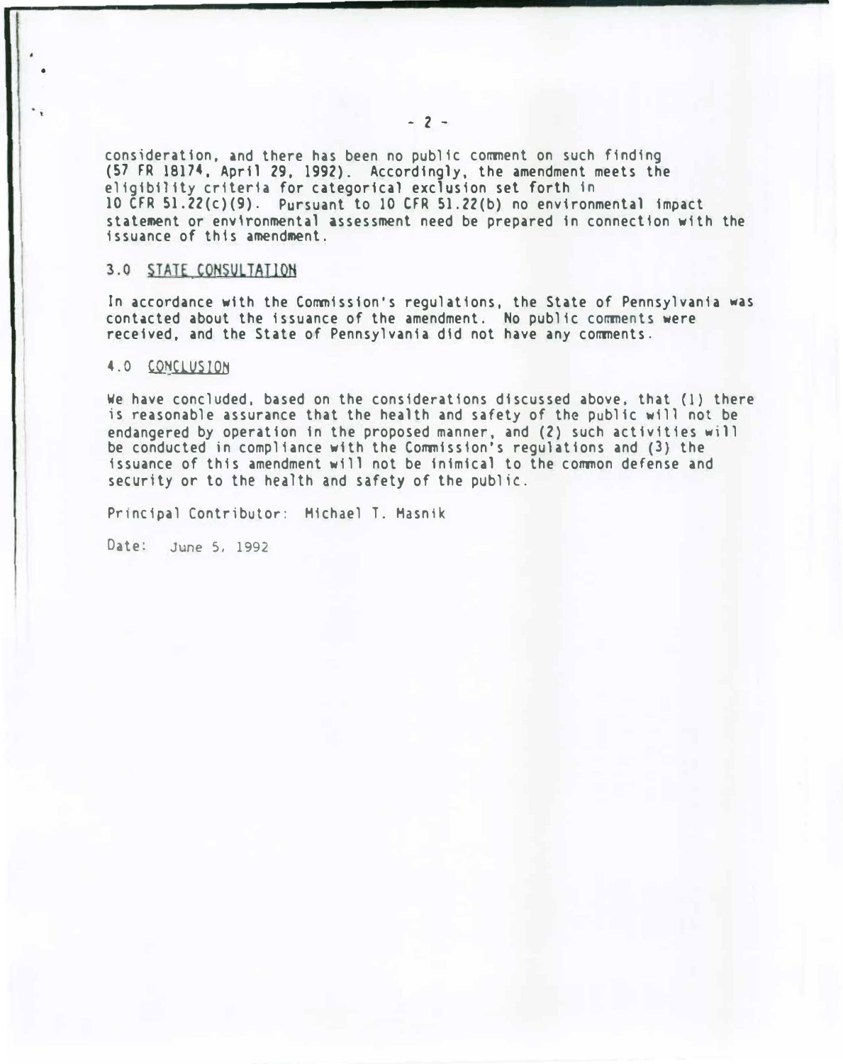consideration, and there has been no public comment on such finding (57 FR 18174, April 29, 1992). Accordingly, the amendment meets the eligibility criteria for categorical exclusion set forth in 10 CFR 51.22(c)(9). Pursuant to 10 CFR 51.22(b) no environmental impact statement or environmental assessment need be prepared in connection with the issuance of this amendment.

## 3.0 STATE CONSULTATION

In accordance with the Commission's regulations, the State of Pennsylvania was contacted about the issuance of the amendment. No public comments were received, and the State of Pennsylvania did not have any comments.

## 4.0 CONCLUSION

We have concluded, based on the considerations discussed above, that (1) there is reasonable assurance that the health and safety of the public will not be endangered by operation in the proposed manner, and (2) such activities will be conducted in compliance with the Commission's regulations and (3) the issuance of this amendment will not be inimical to the common defense and security or to the health and safety of the public.

Principal Contributor: Michael T. Masnik

Date: June 5, 1992